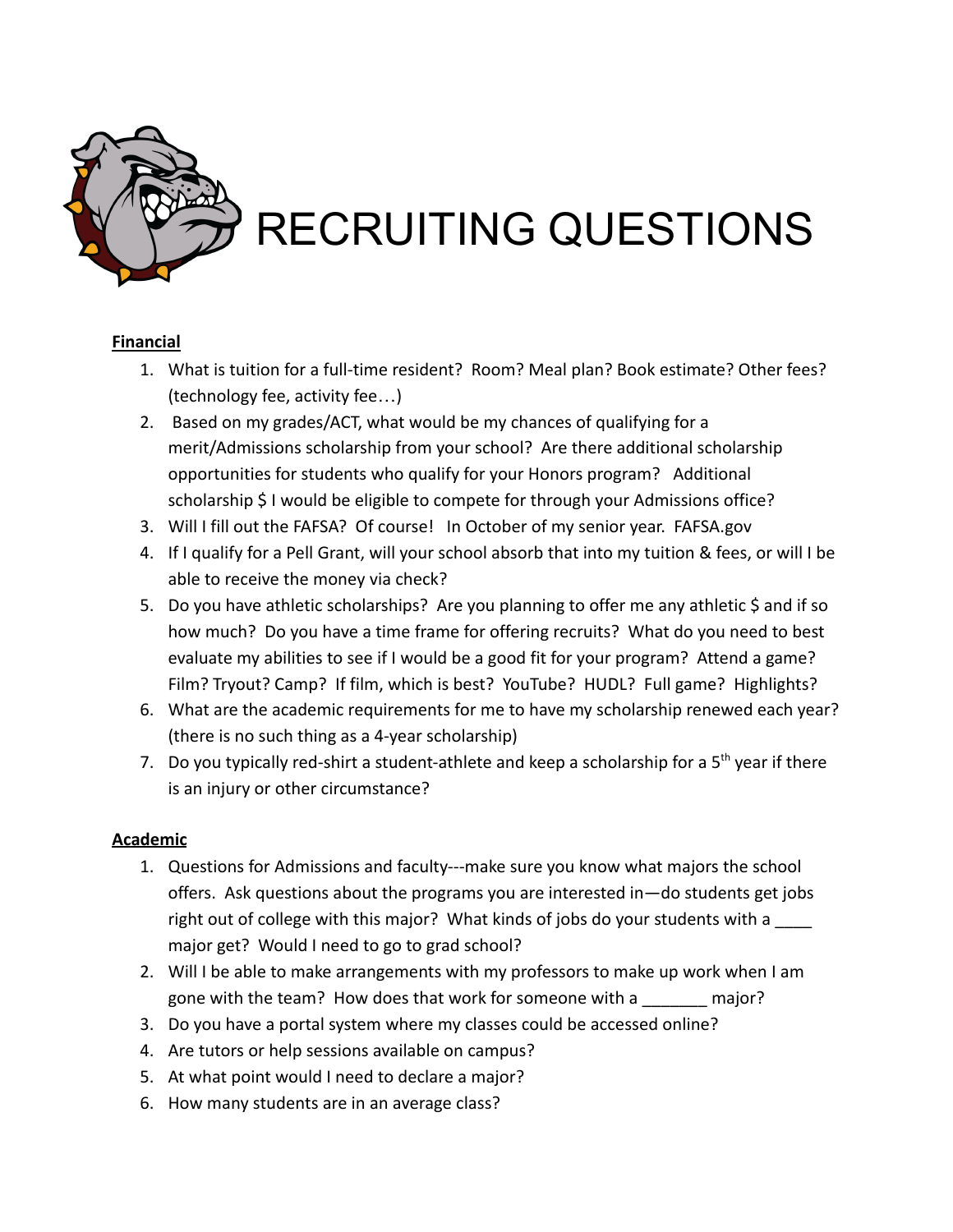# RECRUITING QUESTIONS

**Financial**

1. What is tuition for a full-time resident? Room? Meal plan? Book estimate? Other fees? (technology fee, activity fee…)
2. Based on my grades/ACT, what would be my chances of qualifying for a merit/Admissions scholarship from your school? Are there additional scholarship opportunities for students who qualify for your Honors program? Additional scholarship $ I would be eligible to compete for through your Admissions office?
3. Will I fill out the FAFSA? Of course! In October of my senior year. FAFSA.gov
4. If I qualify for a Pell Grant, will your school absorb that into my tuition & fees, or will I be able to receive the money via check?
5. Do you have athletic scholarships? Are you planning to offer me any athletic $ and if so how much? Do you have a time frame for offering recruits? What do you need to best evaluate my abilities to see if I would be a good fit for your program? Attend a game? Film? Tryout? Camp? If film, which is best? YouTube? HUDL? Full game? Highlights?
6. What are the academic requirements for me to have my scholarship renewed each year? (there is no such thing as a 4-year scholarship)
7. Do you typically red-shirt a student-athlete and keep a scholarship for a 5th year if there is an injury or other circumstance?

**Academic**

1. Questions for Admissions and faculty---make sure you know what majors the school offers. Ask questions about the programs you are interested in—do students get jobs right out of college with this major? What kinds of jobs do your students with a ____ major get? Would I need to go to grad school?
2. Will I be able to make arrangements with my professors to make up work when I am gone with the team? How does that work for someone with a _______ major?
3. Do you have a portal system where my classes could be accessed online?
4. Are tutors or help sessions available on campus?
5. At what point would I need to declare a major?
6. How many students are in an average class?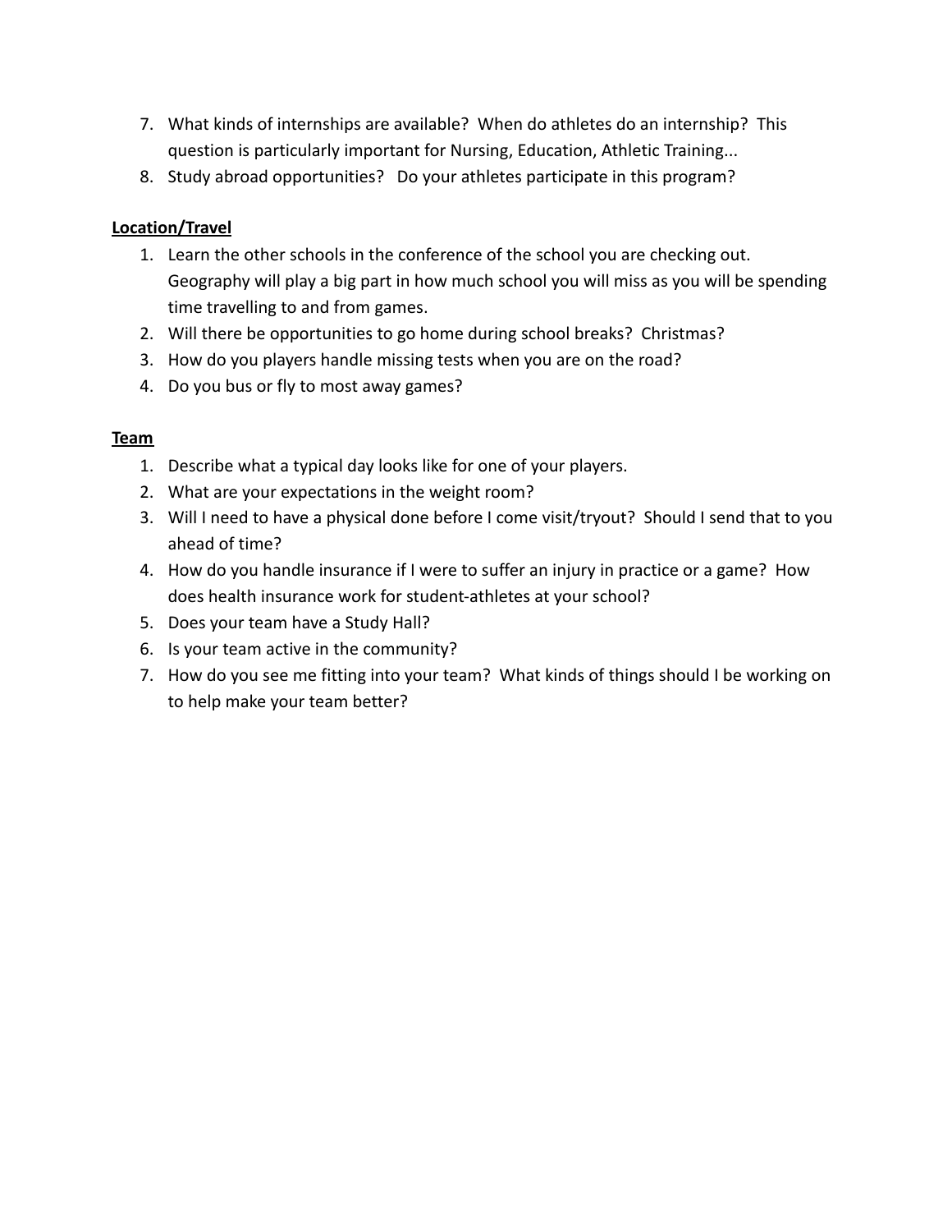7. What kinds of internships are available? When do athletes do an internship? This question is particularly important for Nursing, Education, Athletic Training...
8. Study abroad opportunities? Do your athletes participate in this program?

**Location/Travel**

1. Learn the other schools in the conference of the school you are checking out. Geography will play a big part in how much school you will miss as you will be spending time travelling to and from games.
2. Will there be opportunities to go home during school breaks? Christmas?
3. How do you players handle missing tests when you are on the road?
4. Do you bus or fly to most away games?

**Team**

1. Describe what a typical day looks like for one of your players.
2. What are your expectations in the weight room?
3. Will I need to have a physical done before I come visit/tryout? Should I send that to you ahead of time?
4. How do you handle insurance if I were to suffer an injury in practice or a game? How does health insurance work for student-athletes at your school?
5. Does your team have a Study Hall?
6. Is your team active in the community?
7. How do you see me fitting into your team? What kinds of things should I be working on to help make your team better?